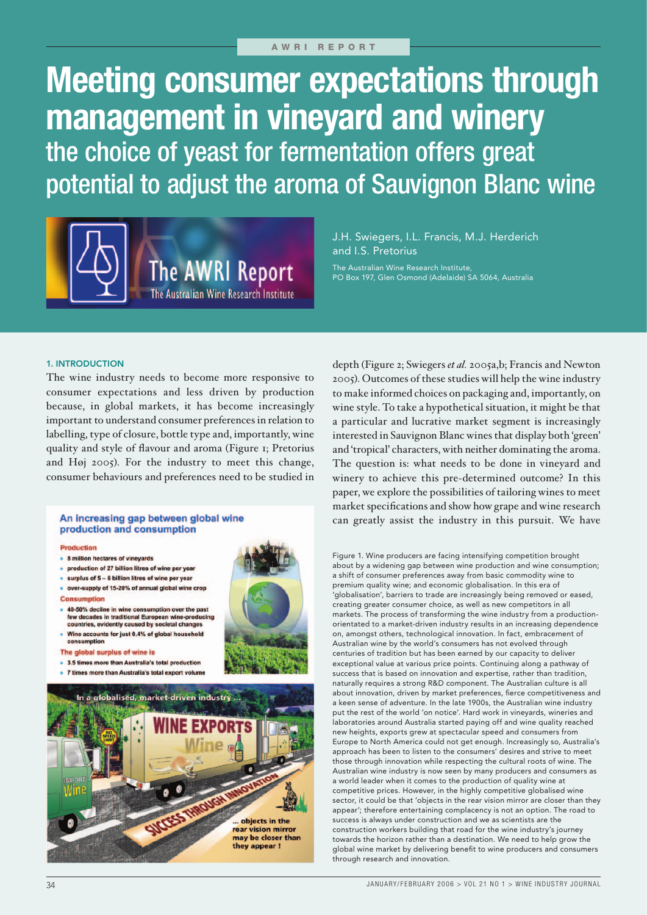AWRI REPORT

# Meeting consumer expectations through management in vineyard and winery

## the choice of yeast for fermentation offers great potential to adjust the aroma of Sauvignon Blanc wine

J.H. Swiegers, I.L. Francis, M.J. Herderich and I.S. Pretorius

The Australian Wine Research Institute, PO Box 197, Glen Osmond (Adelaide) SA 5064, Australia

### 1. INTRODUCTION

The wine industry needs to become more responsive to consumer expectations and less driven by production because, in global markets, it has become increasingly important to understand consumer preferences in relation to labelling, type of closure, bottle type and, importantly, wine quality and style of flavour and aroma (Figure 1; Pretorius and Høj 2005). For the industry to meet this change, consumer behaviours and preferences need to be studied in depth (Figure 2; Swiegers *et al.* 2005a,b; Francis and Newton 2005). Outcomes of these studies will help the wine industry to make informed choices on packaging and, importantly, on wine style. To take a hypothetical situation, it might be that a particular and lucrative market segment is increasingly interested in Sauvignon Blanc wines that display both 'green' and 'tropical' characters, with neither dominating the aroma. The question is: what needs to be done in vineyard and winery to achieve this pre-determined outcome? In this paper, we explore the possibilities of tailoring wines to meet market specifications and show how grape and wine research can greatly assist the industry in this pursuit. We have

**An increasing gap between global wine production and consumption**

**Production**
- 8 million hectares of vineyards
- production of 27 billion litres of wine per year
- surplus of 5 – 6 billion litres of wine per year
- over-supply of 15-20% of annual global wine crop

**Consumption**
- 40-50% decline in wine consumption over the past few decades in traditional European wine-producing countries, evidently caused by societal changes
- Wine accounts for just 0.4% of global household consumption

**The global surplus of wine is**
- 3.5 times more than Australia's total production
- 7 times more than Australia's total export volume

In a globalised, market-driven industry ... WINE EXPORTS ... SUCCESS THROUGH INNOVATION ... objects in the rear vision mirror may be closer than they appear !

Figure 1. Wine producers are facing intensifying competition brought about by a widening gap between wine production and wine consumption; a shift of consumer preferences away from basic commodity wine to premium quality wine; and economic globalisation. In this era of 'globalisation', barriers to trade are increasingly being removed or eased, creating greater consumer choice, as well as new competitors in all markets. The process of transforming the wine industry from a production-orientated to a market-driven industry results in an increasing dependence on, amongst others, technological innovation. In fact, embracement of Australian wine by the world's consumers has not evolved through centuries of tradition but has been earned by our capacity to deliver exceptional value at various price points. Continuing along a pathway of success that is based on innovation and expertise, rather than tradition, naturally requires a strong R&D component. The Australian culture is all about innovation, driven by market preferences, fierce competitiveness and a keen sense of adventure. In the late 1900s, the Australian wine industry put the rest of the world 'on notice'. Hard work in vineyards, wineries and laboratories around Australia started paying off and wine quality reached new heights, exports grew at spectacular speed and consumers from Europe to North America could not get enough. Increasingly so, Australia's approach has been to listen to the consumers' desires and strive to meet those through innovation while respecting the cultural roots of wine. The Australian wine industry is now seen by many producers and consumers as a world leader when it comes to the production of quality wine at competitive prices. However, in the highly competitive globalised wine sector, it could be that 'objects in the rear vision mirror are closer than they appear'; therefore entertaining complacency is not an option. The road to success is always under construction and we as scientists are the construction workers building that road for the wine industry's journey towards the horizon rather than a destination. We need to help grow the global wine market by delivering benefit to wine producers and consumers through research and innovation.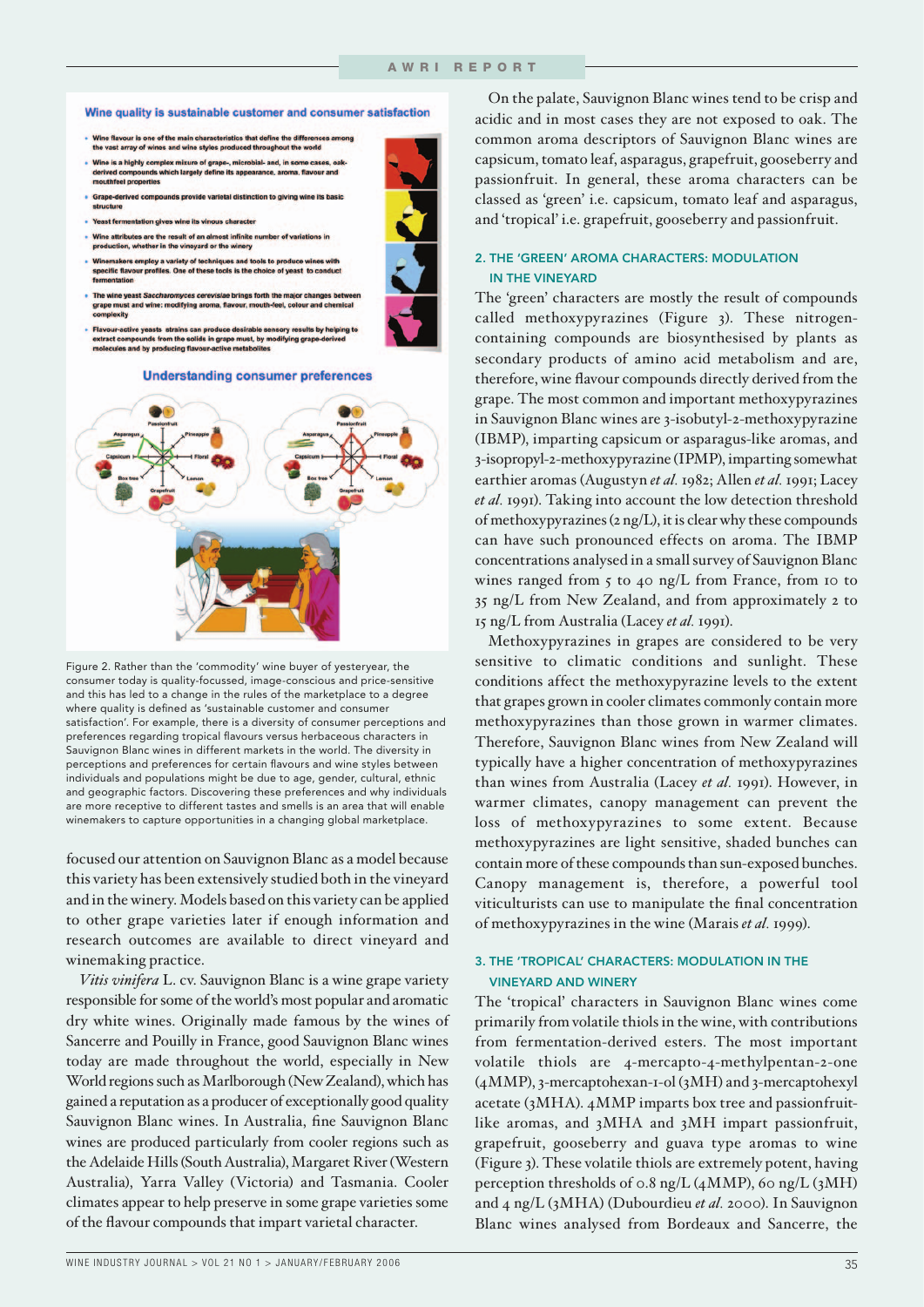### Wine quality is sustainable customer and consumer satisfaction

- Wine flavour is one of the main characteristics that define the differences among the vast array of wines and wine styles produced throughout the world
- Wine is a highly complex mixure of grape-, microbial- and, in some cases, oak-derived compounds which largely define its appearance, aroma, flavour and mouthfeel properties
- Grape-derived compounds provide varietal distinction to giving wine its basic structure
- Yeast fermentation gives wine its vinous character
- Wine attributes are the result of an almost infinite number of variations in production, whether in the vineyard or the winery
- Winemakers employ a variety of techniques and tools to produce wines with specific flavour profiles. One of these tools is the choice of yeast to conduct fermentation
- The wine yeast *Saccharomyces cerevisiae* brings forth the major changes between grape must and wine: modifying aroma, flavour, mouth-feel, colour and chemical complexity
- Flavour-active yeasts strains can produce desirable sensory results by helping to extract compounds from the solids in grape must, by modifying grape-derived molecules and by producing flavour-active metabolites

### Understanding consumer preferences

Figure 2. Rather than the 'commodity' wine buyer of yesteryear, the consumer today is quality-focussed, image-conscious and price-sensitive and this has led to a change in the rules of the marketplace to a degree where quality is defined as 'sustainable customer and consumer satisfaction'. For example, there is a diversity of consumer perceptions and preferences regarding tropical flavours versus herbaceous characters in Sauvignon Blanc wines in different markets in the world. The diversity in perceptions and preferences for certain flavours and wine styles between individuals and populations might be due to age, gender, cultural, ethnic and geographic factors. Discovering these preferences and why individuals are more receptive to different tastes and smells is an area that will enable winemakers to capture opportunities in a changing global marketplace.

focused our attention on Sauvignon Blanc as a model because this variety has been extensively studied both in the vineyard and in the winery. Models based on this variety can be applied to other grape varieties later if enough information and research outcomes are available to direct vineyard and winemaking practice.

*Vitis vinifera* L. cv. Sauvignon Blanc is a wine grape variety responsible for some of the world's most popular and aromatic dry white wines. Originally made famous by the wines of Sancerre and Pouilly in France, good Sauvignon Blanc wines today are made throughout the world, especially in New World regions such as Marlborough (New Zealand), which has gained a reputation as a producer of exceptionally good quality Sauvignon Blanc wines. In Australia, fine Sauvignon Blanc wines are produced particularly from cooler regions such as the Adelaide Hills (South Australia), Margaret River (Western Australia), Yarra Valley (Victoria) and Tasmania. Cooler climates appear to help preserve in some grape varieties some of the flavour compounds that impart varietal character.

On the palate, Sauvignon Blanc wines tend to be crisp and acidic and in most cases they are not exposed to oak. The common aroma descriptors of Sauvignon Blanc wines are capsicum, tomato leaf, asparagus, grapefruit, gooseberry and passionfruit. In general, these aroma characters can be classed as 'green' i.e. capsicum, tomato leaf and asparagus, and 'tropical' i.e. grapefruit, gooseberry and passionfruit.

## 2. THE 'GREEN' AROMA CHARACTERS: MODULATION IN THE VINEYARD

The 'green' characters are mostly the result of compounds called methoxypyrazines (Figure 3). These nitrogen-containing compounds are biosynthesised by plants as secondary products of amino acid metabolism and are, therefore, wine flavour compounds directly derived from the grape. The most common and important methoxypyrazines in Sauvignon Blanc wines are 3-isobutyl-2-methoxypyrazine (IBMP), imparting capsicum or asparagus-like aromas, and 3-isopropyl-2-methoxypyrazine (IPMP), imparting somewhat earthier aromas (Augustyn *et al.* 1982; Allen *et al.* 1991; Lacey *et al.* 1991). Taking into account the low detection threshold of methoxypyrazines (2 ng/L), it is clear why these compounds can have such pronounced effects on aroma. The IBMP concentrations analysed in a small survey of Sauvignon Blanc wines ranged from 5 to 40 ng/L from France, from 10 to 35 ng/L from New Zealand, and from approximately 2 to 15 ng/L from Australia (Lacey *et al.* 1991).

Methoxypyrazines in grapes are considered to be very sensitive to climatic conditions and sunlight. These conditions affect the methoxypyrazine levels to the extent that grapes grown in cooler climates commonly contain more methoxypyrazines than those grown in warmer climates. Therefore, Sauvignon Blanc wines from New Zealand will typically have a higher concentration of methoxypyrazines than wines from Australia (Lacey *et al.* 1991). However, in warmer climates, canopy management can prevent the loss of methoxypyrazines to some extent. Because methoxypyrazines are light sensitive, shaded bunches can contain more of these compounds than sun-exposed bunches. Canopy management is, therefore, a powerful tool viticulturists can use to manipulate the final concentration of methoxypyrazines in the wine (Marais *et al.* 1999).

## 3. THE 'TROPICAL' CHARACTERS: MODULATION IN THE VINEYARD AND WINERY

The 'tropical' characters in Sauvignon Blanc wines come primarily from volatile thiols in the wine, with contributions from fermentation-derived esters. The most important volatile thiols are 4-mercapto-4-methylpentan-2-one (4MMP), 3-mercaptohexan-1-ol (3MH) and 3-mercaptohexyl acetate (3MHA). 4MMP imparts box tree and passionfruit-like aromas, and 3MHA and 3MH impart passionfruit, grapefruit, gooseberry and guava type aromas to wine (Figure 3). These volatile thiols are extremely potent, having perception thresholds of 0.8 ng/L (4MMP), 60 ng/L (3MH) and 4 ng/L (3MHA) (Dubourdieu *et al.* 2000). In Sauvignon Blanc wines analysed from Bordeaux and Sancerre, the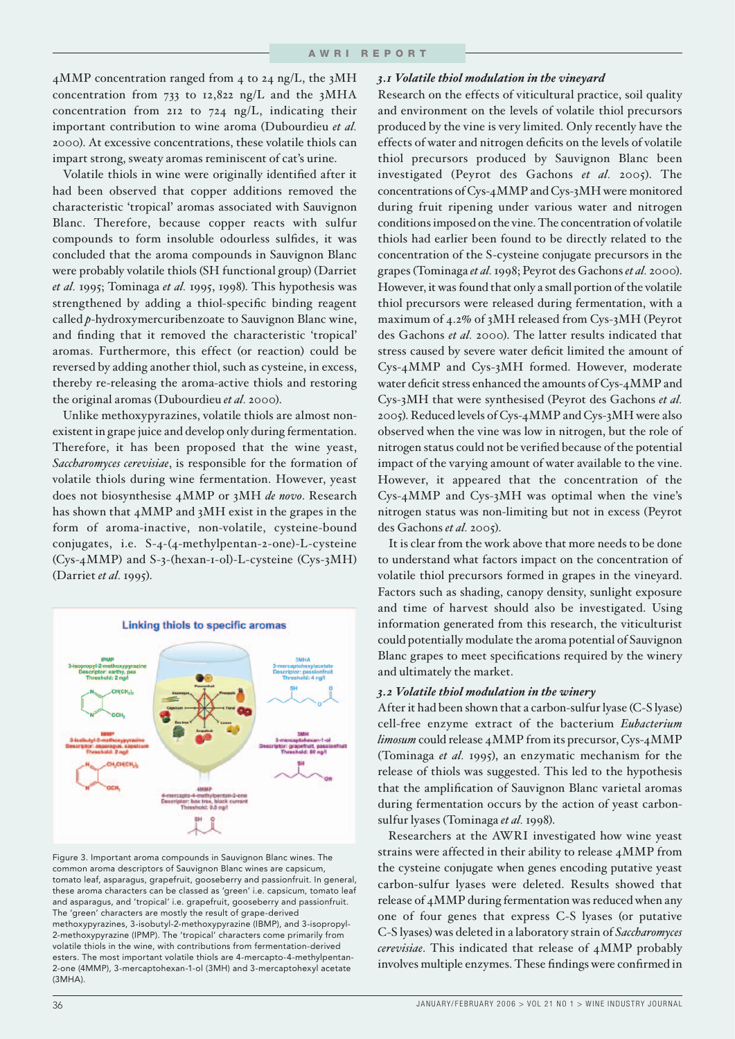4MMP concentration ranged from 4 to 24 ng/L, the 3MH concentration from 733 to 12,822 ng/L and the 3MHA concentration from 212 to 724 ng/L, indicating their important contribution to wine aroma (Dubourdieu *et al.* 2000). At excessive concentrations, these volatile thiols can impart strong, sweaty aromas reminiscent of cat's urine.

Volatile thiols in wine were originally identified after it had been observed that copper additions removed the characteristic 'tropical' aromas associated with Sauvignon Blanc. Therefore, because copper reacts with sulfur compounds to form insoluble odourless sulfides, it was concluded that the aroma compounds in Sauvignon Blanc were probably volatile thiols (SH functional group) (Darriet *et al.* 1995; Tominaga *et al.* 1995, 1998). This hypothesis was strengthened by adding a thiol-specific binding reagent called *p*-hydroxymercuribenzoate to Sauvignon Blanc wine, and finding that it removed the characteristic 'tropical' aromas. Furthermore, this effect (or reaction) could be reversed by adding another thiol, such as cysteine, in excess, thereby re-releasing the aroma-active thiols and restoring the original aromas (Dubourdieu *et al.* 2000).

Unlike methoxypyrazines, volatile thiols are almost non-existent in grape juice and develop only during fermentation. Therefore, it has been proposed that the wine yeast, *Saccharomyces cerevisiae*, is responsible for the formation of volatile thiols during wine fermentation. However, yeast does not biosynthesise 4MMP or 3MH *de novo*. Research has shown that 4MMP and 3MH exist in the grapes in the form of aroma-inactive, non-volatile, cysteine-bound conjugates, i.e. S-4-(4-methylpentan-2-one)-L-cysteine (Cys-4MMP) and S-3-(hexan-1-ol)-L-cysteine (Cys-3MH) (Darriet *et al.* 1995).

Figure 3. Important aroma compounds in Sauvignon Blanc wines. The common aroma descriptors of Sauvignon Blanc wines are capsicum, tomato leaf, asparagus, grapefruit, gooseberry and passionfruit. In general, these aroma characters can be classed as 'green' i.e. capsicum, tomato leaf and asparagus, and 'tropical' i.e. grapefruit, gooseberry and passionfruit. The 'green' characters are mostly the result of grape-derived methoxypyrazines, 3-isobutyl-2-methoxypyrazine (IBMP), and 3-isopropyl-2-methoxypyrazine (IPMP). The 'tropical' characters come primarily from volatile thiols in the wine, with contributions from fermentation-derived esters. The most important volatile thiols are 4-mercapto-4-methylpentan-2-one (4MMP), 3-mercaptohexan-1-ol (3MH) and 3-mercaptohexyl acetate (3MHA).

### *3.1 Volatile thiol modulation in the vineyard*

Research on the effects of viticultural practice, soil quality and environment on the levels of volatile thiol precursors produced by the vine is very limited. Only recently have the effects of water and nitrogen deficits on the levels of volatile thiol precursors produced by Sauvignon Blanc been investigated (Peyrot des Gachons *et al.* 2005). The concentrations of Cys-4MMP and Cys-3MH were monitored during fruit ripening under various water and nitrogen conditions imposed on the vine. The concentration of volatile thiols had earlier been found to be directly related to the concentration of the S-cysteine conjugate precursors in the grapes (Tominaga *et al.* 1998; Peyrot des Gachons *et al.* 2000). However, it was found that only a small portion of the volatile thiol precursors were released during fermentation, with a maximum of 4.2% of 3MH released from Cys-3MH (Peyrot des Gachons *et al.* 2000). The latter results indicated that stress caused by severe water deficit limited the amount of Cys-4MMP and Cys-3MH formed. However, moderate water deficit stress enhanced the amounts of Cys-4MMP and Cys-3MH that were synthesised (Peyrot des Gachons *et al.* 2005). Reduced levels of Cys-4MMP and Cys-3MH were also observed when the vine was low in nitrogen, but the role of nitrogen status could not be verified because of the potential impact of the varying amount of water available to the vine. However, it appeared that the concentration of the Cys-4MMP and Cys-3MH was optimal when the vine's nitrogen status was non-limiting but not in excess (Peyrot des Gachons *et al.* 2005).

It is clear from the work above that more needs to be done to understand what factors impact on the concentration of volatile thiol precursors formed in grapes in the vineyard. Factors such as shading, canopy density, sunlight exposure and time of harvest should also be investigated. Using information generated from this research, the viticulturist could potentially modulate the aroma potential of Sauvignon Blanc grapes to meet specifications required by the winery and ultimately the market.

### *3.2 Volatile thiol modulation in the winery*

After it had been shown that a carbon-sulfur lyase (C-S lyase) cell-free enzyme extract of the bacterium *Eubacterium limosum* could release 4MMP from its precursor, Cys-4MMP (Tominaga *et al.* 1995), an enzymatic mechanism for the release of thiols was suggested. This led to the hypothesis that the amplification of Sauvignon Blanc varietal aromas during fermentation occurs by the action of yeast carbon-sulfur lyases (Tominaga *et al.* 1998).

Researchers at the AWRI investigated how wine yeast strains were affected in their ability to release 4MMP from the cysteine conjugate when genes encoding putative yeast carbon-sulfur lyases were deleted. Results showed that release of 4MMP during fermentation was reduced when any one of four genes that express C-S lyases (or putative C-S lyases) was deleted in a laboratory strain of *Saccharomyces cerevisiae*. This indicated that release of 4MMP probably involves multiple enzymes. These findings were confirmed in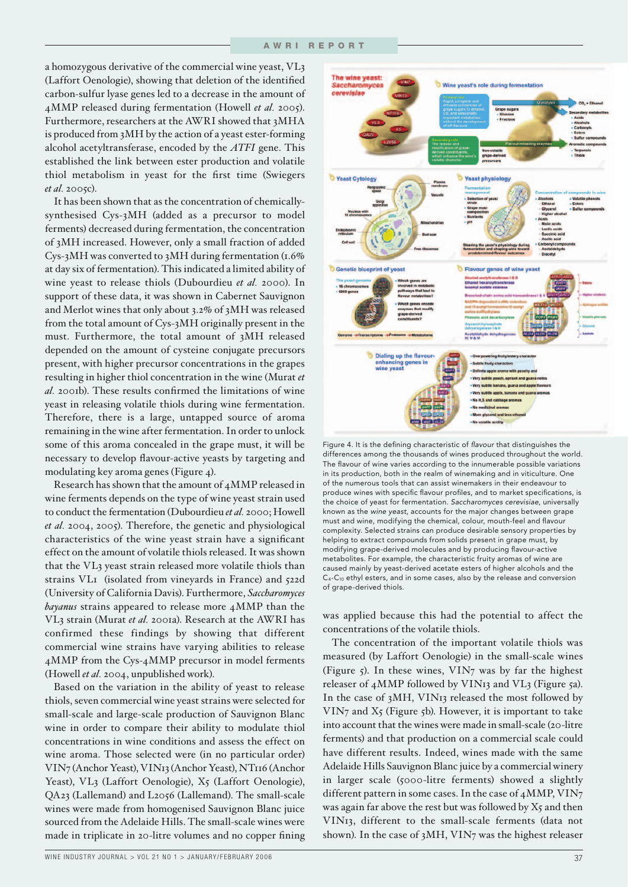a homozygous derivative of the commercial wine yeast, VL3 (Laffort Oenologie), showing that deletion of the identified carbon-sulfur lyase genes led to a decrease in the amount of 4MMP released during fermentation (Howell *et al.* 2005). Furthermore, researchers at the AWRI showed that 3MHA is produced from 3MH by the action of a yeast ester-forming alcohol acetyltransferase, encoded by the *ATF1* gene. This established the link between ester production and volatile thiol metabolism in yeast for the first time (Swiegers *et al.* 2005c).

It has been shown that as the concentration of chemically-synthesised Cys-3MH (added as a precursor to model ferments) decreased during fermentation, the concentration of 3MH increased. However, only a small fraction of added Cys-3MH was converted to 3MH during fermentation (1.6% at day six of fermentation). This indicated a limited ability of wine yeast to release thiols (Dubourdieu *et al.* 2000). In support of these data, it was shown in Cabernet Sauvignon and Merlot wines that only about 3.2% of 3MH was released from the total amount of Cys-3MH originally present in the must. Furthermore, the total amount of 3MH released depended on the amount of cysteine conjugate precursors present, with higher precursor concentrations in the grapes resulting in higher thiol concentration in the wine (Murat *et al.* 2001b). These results confirmed the limitations of wine yeast in releasing volatile thiols during wine fermentation. Therefore, there is a large, untapped source of aroma remaining in the wine after fermentation. In order to unlock some of this aroma concealed in the grape must, it will be necessary to develop flavour-active yeasts by targeting and modulating key aroma genes (Figure 4).

Research has shown that the amount of 4MMP released in wine ferments depends on the type of wine yeast strain used to conduct the fermentation (Dubourdieu *et al.* 2000; Howell *et al.* 2004, 2005). Therefore, the genetic and physiological characteristics of the wine yeast strain have a significant effect on the amount of volatile thiols released. It was shown that the VL3 yeast strain released more volatile thiols than strains VL1 (isolated from vineyards in France) and 522d (University of California Davis). Furthermore, *Saccharomyces bayanus* strains appeared to release more 4MMP than the VL3 strain (Murat *et al.* 2001a). Research at the AWRI has confirmed these findings by showing that different commercial wine strains have varying abilities to release 4MMP from the Cys-4MMP precursor in model ferments (Howell *et al.* 2004, unpublished work).

Based on the variation in the ability of yeast to release thiols, seven commercial wine yeast strains were selected for small-scale and large-scale production of Sauvignon Blanc wine in order to compare their ability to modulate thiol concentrations in wine conditions and assess the effect on wine aroma. Those selected were (in no particular order) VIN7 (Anchor Yeast), VIN13 (Anchor Yeast), NT116 (Anchor Yeast), VL3 (Laffort Oenologie), X5 (Laffort Oenologie), QA23 (Lallemand) and L2056 (Lallemand). The small-scale wines were made from homogenised Sauvignon Blanc juice sourced from the Adelaide Hills. The small-scale wines were made in triplicate in 20-litre volumes and no copper fining

Figure 4. It is the defining characteristic of *flavour* that distinguishes the differences among the thousands of wines produced throughout the world. The flavour of wine varies according to the innumerable possible variations in its production, both in the realm of winemaking and in viticulture. One of the numerous tools that can assist winemakers in their endeavour to produce wines with specific flavour profiles, and to market specifications, is the choice of yeast for fermentation. *Saccharomyces cerevisiae*, universally known as the *wine yeast*, accounts for the major changes between grape must and wine, modifying the chemical, colour, mouth-feel and flavour complexity. Selected strains can produce desirable sensory properties by helping to extract compounds from solids present in grape must, by modifying grape-derived molecules and by producing flavour-active metabolites. For example, the characteristic fruity aromas of wine are caused mainly by yeast-derived acetate esters of higher alcohols and the $C_4$-$C_{10}$ ethyl esters, and in some cases, also by the release and conversion of grape-derived thiols.

was applied because this had the potential to affect the concentrations of the volatile thiols.

The concentration of the important volatile thiols was measured (by Laffort Oenologie) in the small-scale wines (Figure 5). In these wines, VIN7 was by far the highest releaser of 4MMP followed by VIN13 and VL3 (Figure 5a). In the case of 3MH, VIN13 released the most followed by VIN7 and X5 (Figure 5b). However, it is important to take into account that the wines were made in small-scale (20-litre ferments) and that production on a commercial scale could have different results. Indeed, wines made with the same Adelaide Hills Sauvignon Blanc juice by a commercial winery in larger scale (5000-litre ferments) showed a slightly different pattern in some cases. In the case of 4MMP, VIN7 was again far above the rest but was followed by X5 and then VIN13, different to the small-scale ferments (data not shown). In the case of 3MH, VIN7 was the highest releaser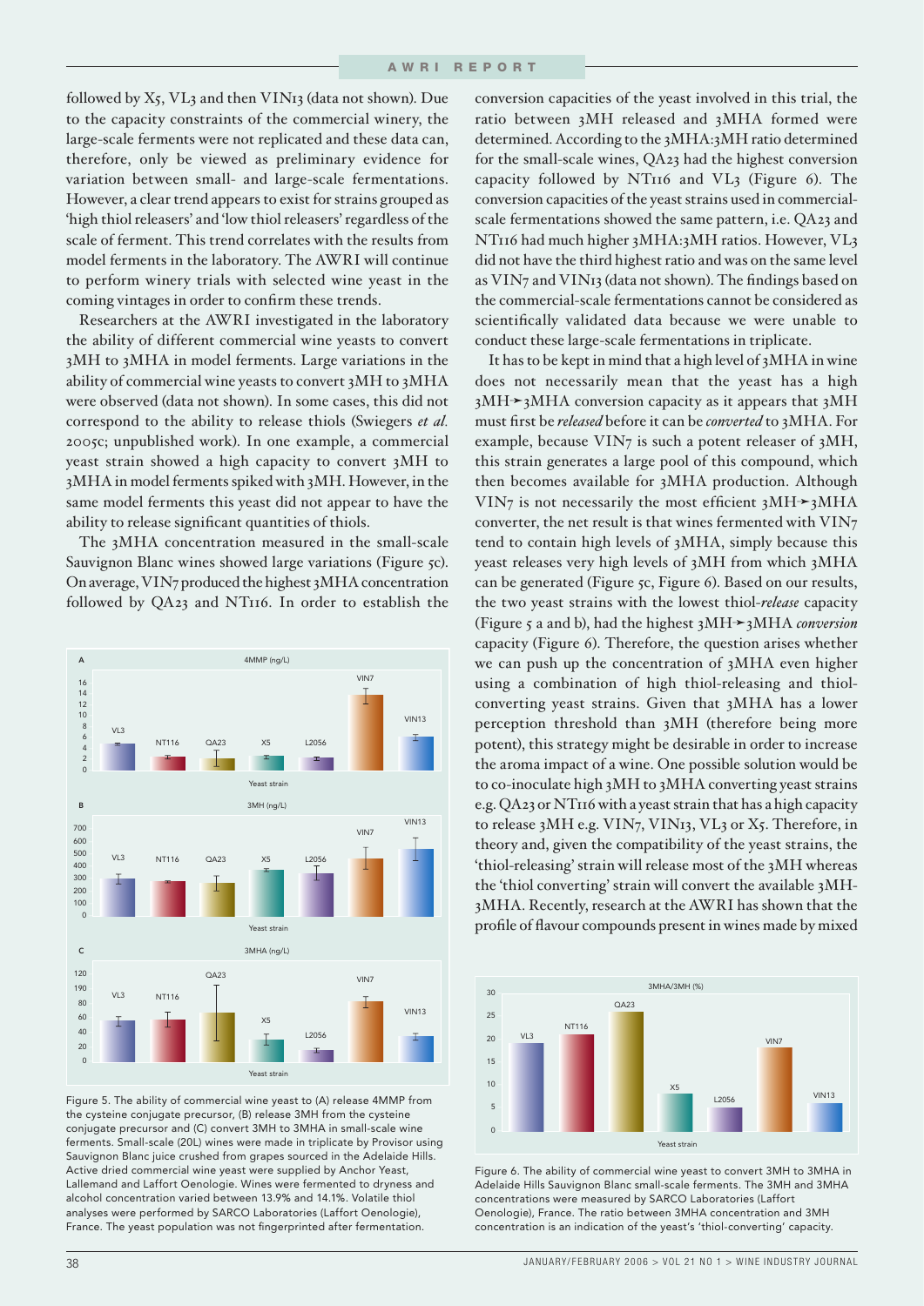followed by X5, VL3 and then VIN13 (data not shown). Due to the capacity constraints of the commercial winery, the large-scale ferments were not replicated and these data can, therefore, only be viewed as preliminary evidence for variation between small- and large-scale fermentations. However, a clear trend appears to exist for strains grouped as 'high thiol releasers' and 'low thiol releasers' regardless of the scale of ferment. This trend correlates with the results from model ferments in the laboratory. The AWRI will continue to perform winery trials with selected wine yeast in the coming vintages in order to confirm these trends.

Researchers at the AWRI investigated in the laboratory the ability of different commercial wine yeasts to convert 3MH to 3MHA in model ferments. Large variations in the ability of commercial wine yeasts to convert 3MH to 3MHA were observed (data not shown). In some cases, this did not correspond to the ability to release thiols (Swiegers *et al.* 2005c; unpublished work). In one example, a commercial yeast strain showed a high capacity to convert 3MH to 3MHA in model ferments spiked with 3MH. However, in the same model ferments this yeast did not appear to have the ability to release significant quantities of thiols.

The 3MHA concentration measured in the small-scale Sauvignon Blanc wines showed large variations (Figure 5c). On average, VIN7 produced the highest 3MHA concentration followed by QA23 and NT116. In order to establish the conversion capacities of the yeast involved in this trial, the ratio between 3MH released and 3MHA formed were determined. According to the 3MHA:3MH ratio determined for the small-scale wines, QA23 had the highest conversion capacity followed by NT116 and VL3 (Figure 6). The conversion capacities of the yeast strains used in commercial-scale fermentations showed the same pattern, i.e. QA23 and NT116 had much higher 3MHA:3MH ratios. However, VL3 did not have the third highest ratio and was on the same level as VIN7 and VIN13 (data not shown). The findings based on the commercial-scale fermentations cannot be considered as scientifically validated data because we were unable to conduct these large-scale fermentations in triplicate.

It has to be kept in mind that a high level of 3MHA in wine does not necessarily mean that the yeast has a high 3MH➛3MHA conversion capacity as it appears that 3MH must first be *released* before it can be *converted* to 3MHA. For example, because VIN7 is such a potent releaser of 3MH, this strain generates a large pool of this compound, which then becomes available for 3MHA production. Although VIN7 is not necessarily the most efficient 3MH➛3MHA converter, the net result is that wines fermented with VIN7 tend to contain high levels of 3MHA, simply because this yeast releases very high levels of 3MH from which 3MHA can be generated (Figure 5c, Figure 6). Based on our results, the two yeast strains with the lowest thiol-*release* capacity (Figure 5 a and b), had the highest 3MH➛3MHA *conversion* capacity (Figure 6). Therefore, the question arises whether we can push up the concentration of 3MHA even higher using a combination of high thiol-releasing and thiol-converting yeast strains. Given that 3MHA has a lower perception threshold than 3MH (therefore being more potent), this strategy might be desirable in order to increase the aroma impact of a wine. One possible solution would be to co-inoculate high 3MH to 3MHA converting yeast strains e.g. QA23 or NT116 with a yeast strain that has a high capacity to release 3MH e.g. VIN7, VIN13, VL3 or X5. Therefore, in theory and, given the compatibility of the yeast strains, the 'thiol-releasing' strain will release most of the 3MH whereas the 'thiol converting' strain will convert the available 3MH-3MHA. Recently, research at the AWRI has shown that the profile of flavour compounds present in wines made by mixed

Figure 5. The ability of commercial wine yeast to (A) release 4MMP from the cysteine conjugate precursor, (B) release 3MH from the cysteine conjugate precursor and (C) convert 3MH to 3MHA in small-scale wine ferments. Small-scale (20L) wines were made in triplicate by Provisor using Sauvignon Blanc juice crushed from grapes sourced in the Adelaide Hills. Active dried commercial wine yeast were supplied by Anchor Yeast, Lallemand and Laffort Oenologie. Wines were fermented to dryness and alcohol concentration varied between 13.9% and 14.1%. Volatile thiol analyses were performed by SARCO Laboratories (Laffort Oenologie), France. The yeast population was not fingerprinted after fermentation.

Figure 6. The ability of commercial wine yeast to convert 3MH to 3MHA in Adelaide Hills Sauvignon Blanc small-scale ferments. The 3MH and 3MHA concentrations were measured by SARCO Laboratories (Laffort Oenologie), France. The ratio between 3MHA concentration and 3MH concentration is an indication of the yeast's 'thiol-converting' capacity.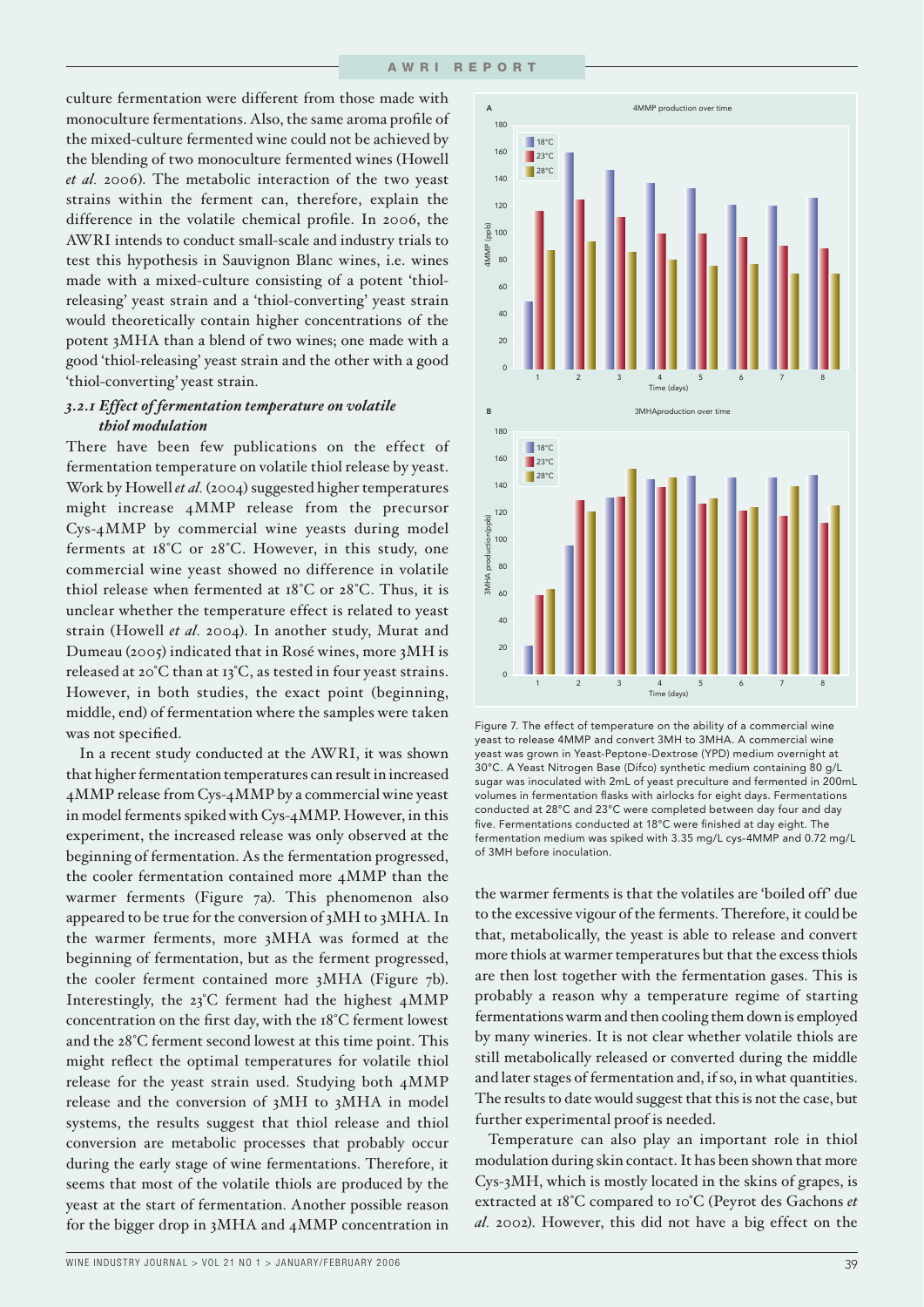culture fermentation were different from those made with monoculture fermentations. Also, the same aroma profile of the mixed-culture fermented wine could not be achieved by the blending of two monoculture fermented wines (Howell *et al.* 2006). The metabolic interaction of the two yeast strains within the ferment can, therefore, explain the difference in the volatile chemical profile. In 2006, the AWRI intends to conduct small-scale and industry trials to test this hypothesis in Sauvignon Blanc wines, i.e. wines made with a mixed-culture consisting of a potent 'thiol-releasing' yeast strain and a 'thiol-converting' yeast strain would theoretically contain higher concentrations of the potent 3MHA than a blend of two wines; one made with a good 'thiol-releasing' yeast strain and the other with a good 'thiol-converting' yeast strain.

### *3.2.1 Effect of fermentation temperature on volatile thiol modulation*

There have been few publications on the effect of fermentation temperature on volatile thiol release by yeast. Work by Howell *et al.* (2004) suggested higher temperatures might increase 4MMP release from the precursor Cys-4MMP by commercial wine yeasts during model ferments at 18°C or 28°C. However, in this study, one commercial wine yeast showed no difference in volatile thiol release when fermented at 18°C or 28°C. Thus, it is unclear whether the temperature effect is related to yeast strain (Howell *et al.* 2004). In another study, Murat and Dumeau (2005) indicated that in Rosé wines, more 3MH is released at 20°C than at 13°C, as tested in four yeast strains. However, in both studies, the exact point (beginning, middle, end) of fermentation where the samples were taken was not specified.

In a recent study conducted at the AWRI, it was shown that higher fermentation temperatures can result in increased 4MMP release from Cys-4MMP by a commercial wine yeast in model ferments spiked with Cys-4MMP. However, in this experiment, the increased release was only observed at the beginning of fermentation. As the fermentation progressed, the cooler fermentation contained more 4MMP than the warmer ferments (Figure 7a). This phenomenon also appeared to be true for the conversion of 3MH to 3MHA. In the warmer ferments, more 3MHA was formed at the beginning of fermentation, but as the ferment progressed, the cooler ferment contained more 3MHA (Figure 7b). Interestingly, the 23°C ferment had the highest 4MMP concentration on the first day, with the 18°C ferment lowest and the 28°C ferment second lowest at this time point. This might reflect the optimal temperatures for volatile thiol release for the yeast strain used. Studying both 4MMP release and the conversion of 3MH to 3MHA in model systems, the results suggest that thiol release and thiol conversion are metabolic processes that probably occur during the early stage of wine fermentations. Therefore, it seems that most of the volatile thiols are produced by the yeast at the start of fermentation. Another possible reason for the bigger drop in 3MHA and 4MMP concentration in the warmer ferments is that the volatiles are 'boiled off' due to the excessive vigour of the ferments. Therefore, it could be that, metabolically, the yeast is able to release and convert more thiols at warmer temperatures but that the excess thiols are then lost together with the fermentation gases. This is probably a reason why a temperature regime of starting fermentations warm and then cooling them down is employed by many wineries. It is not clear whether volatile thiols are still metabolically released or converted during the middle and later stages of fermentation and, if so, in what quantities. The results to date would suggest that this is not the case, but further experimental proof is needed.

Temperature can also play an important role in thiol modulation during skin contact. It has been shown that more Cys-3MH, which is mostly located in the skins of grapes, is extracted at 18°C compared to 10°C (Peyrot des Gachons *et al.* 2002). However, this did not have a big effect on the

Figure 7. The effect of temperature on the ability of a commercial wine yeast to release 4MMP and convert 3MH to 3MHA. A commercial wine yeast was grown in Yeast-Peptone-Dextrose (YPD) medium overnight at 30°C. A Yeast Nitrogen Base (Difco) synthetic medium containing 80 g/L sugar was inoculated with 2mL of yeast preculture and fermented in 200mL volumes in fermentation flasks with airlocks for eight days. Fermentations conducted at 28°C and 23°C were completed between day four and day five. Fermentations conducted at 18°C were finished at day eight. The fermentation medium was spiked with 3.35 mg/L cys-4MMP and 0.72 mg/L of 3MH before inoculation.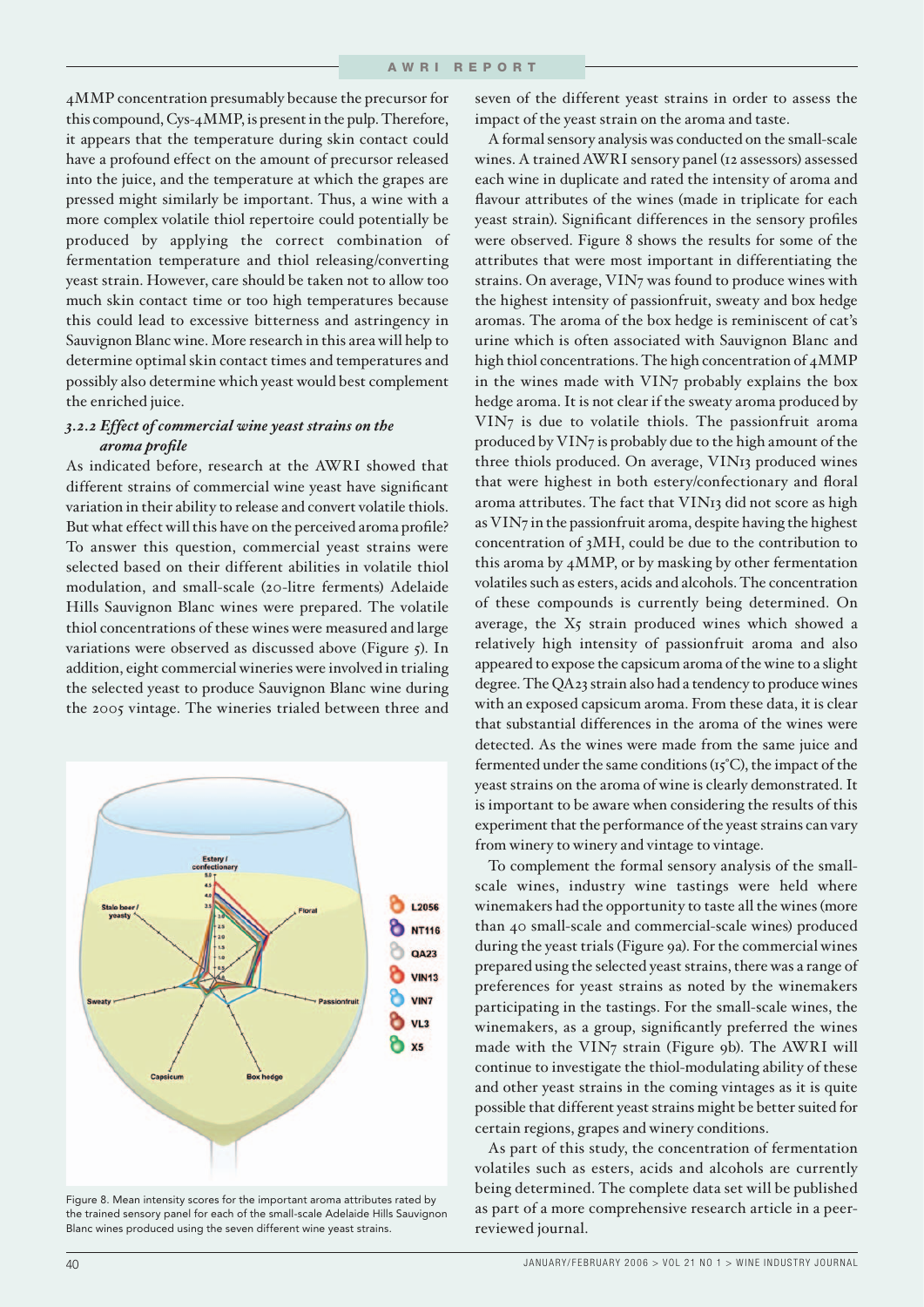4MMP concentration presumably because the precursor for this compound, Cys-4MMP, is present in the pulp. Therefore, it appears that the temperature during skin contact could have a profound effect on the amount of precursor released into the juice, and the temperature at which the grapes are pressed might similarly be important. Thus, a wine with a more complex volatile thiol repertoire could potentially be produced by applying the correct combination of fermentation temperature and thiol releasing/converting yeast strain. However, care should be taken not to allow too much skin contact time or too high temperatures because this could lead to excessive bitterness and astringency in Sauvignon Blanc wine. More research in this area will help to determine optimal skin contact times and temperatures and possibly also determine which yeast would best complement the enriched juice.

### *3.2.2 Effect of commercial wine yeast strains on the aroma profile*

As indicated before, research at the AWRI showed that different strains of commercial wine yeast have significant variation in their ability to release and convert volatile thiols. But what effect will this have on the perceived aroma profile? To answer this question, commercial yeast strains were selected based on their different abilities in volatile thiol modulation, and small-scale (20-litre ferments) Adelaide Hills Sauvignon Blanc wines were prepared. The volatile thiol concentrations of these wines were measured and large variations were observed as discussed above (Figure 5). In addition, eight commercial wineries were involved in trialing the selected yeast to produce Sauvignon Blanc wine during the 2005 vintage. The wineries trialed between three and seven of the different yeast strains in order to assess the impact of the yeast strain on the aroma and taste.

Figure 8. Mean intensity scores for the important aroma attributes rated by the trained sensory panel for each of the small-scale Adelaide Hills Sauvignon Blanc wines produced using the seven different wine yeast strains.

A formal sensory analysis was conducted on the small-scale wines. A trained AWRI sensory panel (12 assessors) assessed each wine in duplicate and rated the intensity of aroma and flavour attributes of the wines (made in triplicate for each yeast strain). Significant differences in the sensory profiles were observed. Figure 8 shows the results for some of the attributes that were most important in differentiating the strains. On average, VIN7 was found to produce wines with the highest intensity of passionfruit, sweaty and box hedge aromas. The aroma of the box hedge is reminiscent of cat's urine which is often associated with Sauvignon Blanc and high thiol concentrations. The high concentration of 4MMP in the wines made with VIN7 probably explains the box hedge aroma. It is not clear if the sweaty aroma produced by VIN7 is due to volatile thiols. The passionfruit aroma produced by VIN7 is probably due to the high amount of the three thiols produced. On average, VIN13 produced wines that were highest in both estery/confectionary and floral aroma attributes. The fact that VIN13 did not score as high as VIN7 in the passionfruit aroma, despite having the highest concentration of 3MH, could be due to the contribution to this aroma by 4MMP, or by masking by other fermentation volatiles such as esters, acids and alcohols. The concentration of these compounds is currently being determined. On average, the X5 strain produced wines which showed a relatively high intensity of passionfruit aroma and also appeared to expose the capsicum aroma of the wine to a slight degree. The QA23 strain also had a tendency to produce wines with an exposed capsicum aroma. From these data, it is clear that substantial differences in the aroma of the wines were detected. As the wines were made from the same juice and fermented under the same conditions (15°C), the impact of the yeast strains on the aroma of wine is clearly demonstrated. It is important to be aware when considering the results of this experiment that the performance of the yeast strains can vary from winery to winery and vintage to vintage.

To complement the formal sensory analysis of the small-scale wines, industry wine tastings were held where winemakers had the opportunity to taste all the wines (more than 40 small-scale and commercial-scale wines) produced during the yeast trials (Figure 9a). For the commercial wines prepared using the selected yeast strains, there was a range of preferences for yeast strains as noted by the winemakers participating in the tastings. For the small-scale wines, the winemakers, as a group, significantly preferred the wines made with the VIN7 strain (Figure 9b). The AWRI will continue to investigate the thiol-modulating ability of these and other yeast strains in the coming vintages as it is quite possible that different yeast strains might be better suited for certain regions, grapes and winery conditions.

As part of this study, the concentration of fermentation volatiles such as esters, acids and alcohols are currently being determined. The complete data set will be published as part of a more comprehensive research article in a peer-reviewed journal.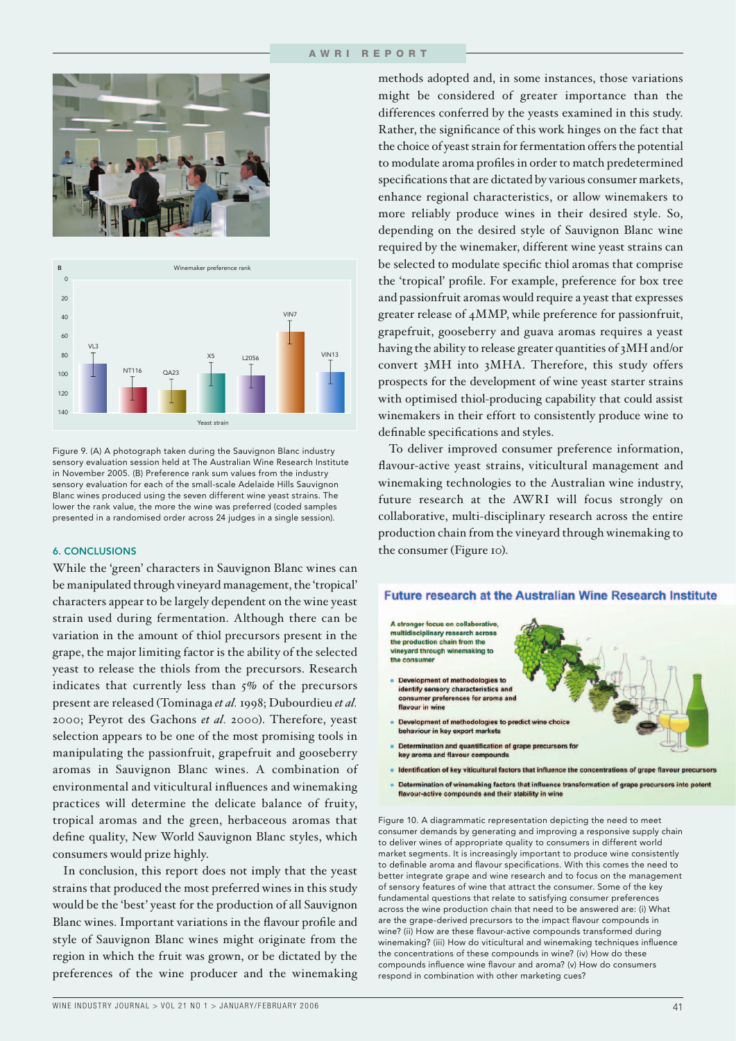Figure 9. (A) A photograph taken during the Sauvignon Blanc industry sensory evaluation session held at The Australian Wine Research Institute in November 2005. (B) Preference rank sum values from the industry sensory evaluation for each of the small-scale Adelaide Hills Sauvignon Blanc wines produced using the seven different wine yeast strains. The lower the rank value, the more the wine was preferred (coded samples presented in a randomised order across 24 judges in a single session).

### 6. CONCLUSIONS

While the 'green' characters in Sauvignon Blanc wines can be manipulated through vineyard management, the 'tropical' characters appear to be largely dependent on the wine yeast strain used during fermentation. Although there can be variation in the amount of thiol precursors present in the grape, the major limiting factor is the ability of the selected yeast to release the thiols from the precursors. Research indicates that currently less than 5% of the precursors present are released (Tominaga *et al.* 1998; Dubourdieu *et al.* 2000; Peyrot des Gachons *et al.* 2000). Therefore, yeast selection appears to be one of the most promising tools in manipulating the passionfruit, grapefruit and gooseberry aromas in Sauvignon Blanc wines. A combination of environmental and viticultural influences and winemaking practices will determine the delicate balance of fruity, tropical aromas and the green, herbaceous aromas that define quality, New World Sauvignon Blanc styles, which consumers would prize highly.

In conclusion, this report does not imply that the yeast strains that produced the most preferred wines in this study would be the 'best' yeast for the production of all Sauvignon Blanc wines. Important variations in the flavour profile and style of Sauvignon Blanc wines might originate from the region in which the fruit was grown, or be dictated by the preferences of the wine producer and the winemaking methods adopted and, in some instances, those variations might be considered of greater importance than the differences conferred by the yeasts examined in this study. Rather, the significance of this work hinges on the fact that the choice of yeast strain for fermentation offers the potential to modulate aroma profiles in order to match predetermined specifications that are dictated by various consumer markets, enhance regional characteristics, or allow winemakers to more reliably produce wines in their desired style. So, depending on the desired style of Sauvignon Blanc wine required by the winemaker, different wine yeast strains can be selected to modulate specific thiol aromas that comprise the 'tropical' profile. For example, preference for box tree and passionfruit aromas would require a yeast that expresses greater release of 4MMP, while preference for passionfruit, grapefruit, gooseberry and guava aromas requires a yeast having the ability to release greater quantities of 3MH and/or convert 3MH into 3MHA. Therefore, this study offers prospects for the development of wine yeast starter strains with optimised thiol-producing capability that could assist winemakers in their effort to consistently produce wine to definable specifications and styles.

To deliver improved consumer preference information, flavour-active yeast strains, viticultural management and winemaking technologies to the Australian wine industry, future research at the AWRI will focus strongly on collaborative, multi-disciplinary research across the entire production chain from the vineyard through winemaking to the consumer (Figure 10).

Figure 10. A diagrammatic representation depicting the need to meet consumer demands by generating and improving a responsive supply chain to deliver wines of appropriate quality to consumers in different world market segments. It is increasingly important to produce wine consistently to definable aroma and flavour specifications. With this comes the need to better integrate grape and wine research and to focus on the management of sensory features of wine that attract the consumer. Some of the key fundamental questions that relate to satisfying consumer preferences across the wine production chain that need to be answered are: (i) What are the grape-derived precursors to the impact flavour compounds in wine? (ii) How are these flavour-active compounds transformed during winemaking? (iii) How do viticultural and winemaking techniques influence the concentrations of these compounds in wine? (iv) How do these compounds influence wine flavour and aroma? (v) How do consumers respond in combination with other marketing cues?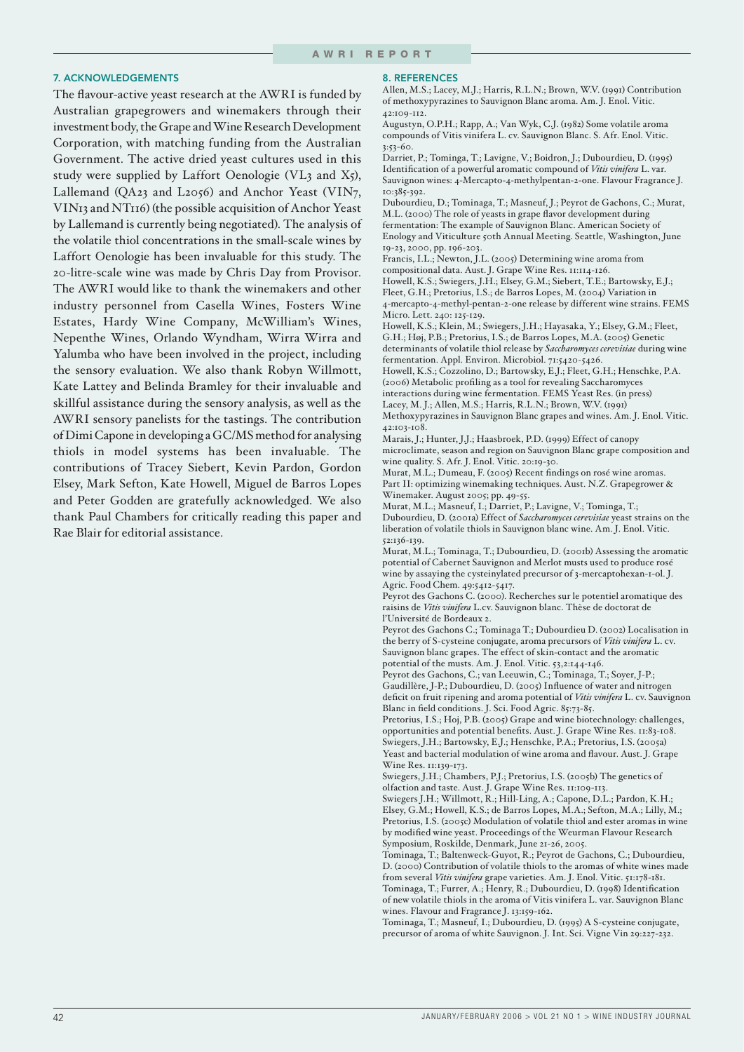## 7. ACKNOWLEDGEMENTS

The flavour-active yeast research at the AWRI is funded by Australian grapegrowers and winemakers through their investment body, the Grape and Wine Research Development Corporation, with matching funding from the Australian Government. The active dried yeast cultures used in this study were supplied by Laffort Oenologie (VL3 and X5), Lallemand (QA23 and L2056) and Anchor Yeast (VIN7, VIN13 and NT116) (the possible acquisition of Anchor Yeast by Lallemand is currently being negotiated). The analysis of the volatile thiol concentrations in the small-scale wines by Laffort Oenologie has been invaluable for this study. The 20-litre-scale wine was made by Chris Day from Provisor. The AWRI would like to thank the winemakers and other industry personnel from Casella Wines, Fosters Wine Estates, Hardy Wine Company, McWilliam's Wines, Nepenthe Wines, Orlando Wyndham, Wirra Wirra and Yalumba who have been involved in the project, including the sensory evaluation. We also thank Robyn Willmott, Kate Lattey and Belinda Bramley for their invaluable and skillful assistance during the sensory analysis, as well as the AWRI sensory panelists for the tastings. The contribution of Dimi Capone in developing a GC/MS method for analysing thiols in model systems has been invaluable. The contributions of Tracey Siebert, Kevin Pardon, Gordon Elsey, Mark Sefton, Kate Howell, Miguel de Barros Lopes and Peter Godden are gratefully acknowledged. We also thank Paul Chambers for critically reading this paper and Rae Blair for editorial assistance.

## 8. REFERENCES

Allen, M.S.; Lacey, M.J.; Harris, R.L.N.; Brown, W.V. (1991) Contribution of methoxypyrazines to Sauvignon Blanc aroma. Am. J. Enol. Vitic. 42:109-112.

Augustyn, O.P.H.; Rapp, A.; Van Wyk, C.J. (1982) Some volatile aroma compounds of Vitis vinifera L. cv. Sauvignon Blanc. S. Afr. Enol. Vitic. 3:53-60.

Darriet, P.; Tominga, T.; Lavigne, V.; Boidron, J.; Dubourdieu, D. (1995) Identification of a powerful aromatic compound of *Vitis vinifera* L. var. Sauvignon wines: 4-Mercapto-4-methylpentan-2-one. Flavour Fragrance J. 10:385-392.

Dubourdieu, D.; Tominaga, T.; Masneuf, J.; Peyrot de Gachons, C.; Murat, M.L. (2000) The role of yeasts in grape flavor development during fermentation: The example of Sauvignon Blanc. American Society of Enology and Viticulture 50th Annual Meeting. Seattle, Washington, June 19-23, 2000, pp. 196-203.

Francis, I.L.; Newton, J.L. (2005) Determining wine aroma from compositional data. Aust. J. Grape Wine Res. 11:114-126.

Howell, K.S.; Swiegers, J.H.; Elsey, G.M.; Siebert, T.E.; Bartowsky, E.J.; Fleet, G.H.; Pretorius, I.S.; de Barros Lopes, M. (2004) Variation in 4-mercapto-4-methyl-pentan-2-one release by different wine strains. FEMS Micro. Lett. 240: 125-129.

Howell, K.S.; Klein, M.; Swiegers, J.H.; Hayasaka, Y.; Elsey, G.M.; Fleet, G.H.; Høj, P.B.; Pretorius, I.S.; de Barros Lopes, M.A. (2005) Genetic determinants of volatile thiol release by *Saccharomyces cerevisiae* during wine fermentation. Appl. Environ. Microbiol. 71:5420-5426.

Howell, K.S.; Cozzolino, D.; Bartowsky, E.J.; Fleet, G.H.; Henschke, P.A. (2006) Metabolic profiling as a tool for revealing Saccharomyces interactions during wine fermentation. FEMS Yeast Res. (in press)

Lacey, M. J.; Allen, M.S.; Harris, R.L.N.; Brown, W.V. (1991) Methoxypyrazines in Sauvignon Blanc grapes and wines. Am. J. Enol. Vitic. 42:103-108.

Marais, J.; Hunter, J.J.; Haasbroek, P.D. (1999) Effect of canopy microclimate, season and region on Sauvignon Blanc grape composition and wine quality. S. Afr. J. Enol. Vitic. 20:19-30.

Murat, M.L.; Dumeau, F. (2005) Recent findings on rosé wine aromas. Part II: optimizing winemaking techniques. Aust. N.Z. Grapegrower & Winemaker. August 2005; pp. 49-55.

Murat, M.L.; Masneuf, I.; Darriet, P.; Lavigne, V.; Tominga, T.; Dubourdieu, D. (2001a) Effect of *Saccharomyces cerevisiae* yeast strains on the liberation of volatile thiols in Sauvignon blanc wine. Am. J. Enol. Vitic. 52:136-139.

Murat, M.L.; Tominaga, T.; Dubourdieu, D. (2001b) Assessing the aromatic potential of Cabernet Sauvignon and Merlot musts used to produce rosé wine by assaying the cysteinylated precursor of 3-mercaptohexan-1-ol. J. Agric. Food Chem. 49:5412-5417.

Peyrot des Gachons C. (2000). Recherches sur le potentiel aromatique des raisins de *Vitis vinifera* L.cv. Sauvignon blanc. Thèse de doctorat de l'Université de Bordeaux 2.

Peyrot des Gachons C.; Tominaga T.; Dubourdieu D. (2002) Localisation in the berry of S-cysteine conjugate, aroma precursors of *Vitis vinifera* L. cv. Sauvignon blanc grapes. The effect of skin-contact and the aromatic potential of the musts. Am. J. Enol. Vitic. 53,2:144-146.

Peyrot des Gachons, C.; van Leeuwin, C.; Tominaga, T.; Soyer, J-P.; Gaudillère, J-P.; Dubourdieu, D. (2005) Influence of water and nitrogen deficit on fruit ripening and aroma potential of *Vitis vinifera* L. cv. Sauvignon Blanc in field conditions. J. Sci. Food Agric. 85:73-85.

Pretorius, I.S.; Hoj, P.B. (2005) Grape and wine biotechnology: challenges, opportunities and potential benefits. Aust. J. Grape Wine Res. 11:83-108.

Swiegers, J.H.; Bartowsky, E.J.; Henschke, P.A.; Pretorius, I.S. (2005a) Yeast and bacterial modulation of wine aroma and flavour. Aust. J. Grape Wine Res. 11:139-173.

Swiegers, J.H.; Chambers, P.J.; Pretorius, I.S. (2005b) The genetics of olfaction and taste. Aust. J. Grape Wine Res. 11:109-113.

Swiegers J.H.; Willmott, R.; Hill-Ling, A.; Capone, D.L.; Pardon, K.H.; Elsey, G.M.; Howell, K.S.; de Barros Lopes, M.A.; Sefton, M.A.; Lilly, M.; Pretorius, I.S. (2005c) Modulation of volatile thiol and ester aromas in wine by modified wine yeast. Proceedings of the Weurman Flavour Research Symposium, Roskilde, Denmark, June 21-26, 2005.

Tominaga, T.; Baltenweck-Guyot, R.; Peyrot de Gachons, C.; Dubourdieu, D. (2000) Contribution of volatile thiols to the aromas of white wines made from several *Vitis vinifera* grape varieties. Am. J. Enol. Vitic. 51:178-181.

Tominaga, T.; Furrer, A.; Henry, R.; Dubourdieu, D. (1998) Identification of new volatile thiols in the aroma of Vitis vinifera L. var. Sauvignon Blanc wines. Flavour and Fragrance J. 13:159-162.

Tominaga, T.; Masneuf, I.; Dubourdieu, D. (1995) A S-cysteine conjugate, precursor of aroma of white Sauvignon. J. Int. Sci. Vigne Vin 29:227-232.